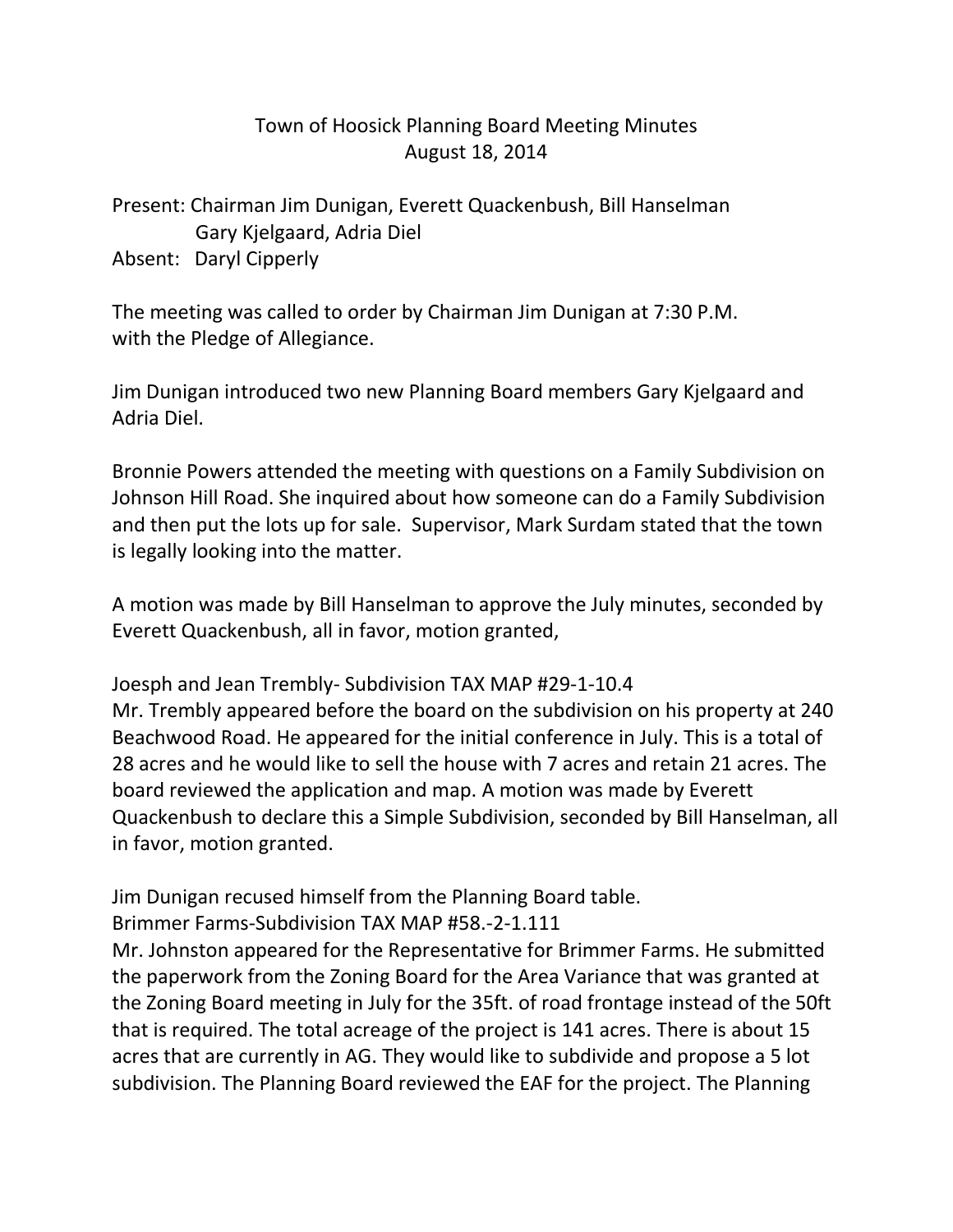# Town of Hoosick Planning Board Meeting Minutes
## August 18, 2014

Present: Chairman Jim Dunigan, Everett Quackenbush, Bill Hanselman
Gary Kjelgaard, Adria Diel
Absent: Daryl Cipperly

The meeting was called to order by Chairman Jim Dunigan at 7:30 P.M. with the Pledge of Allegiance.

Jim Dunigan introduced two new Planning Board members Gary Kjelgaard and Adria Diel.

Bronnie Powers attended the meeting with questions on a Family Subdivision on Johnson Hill Road. She inquired about how someone can do a Family Subdivision and then put the lots up for sale. Supervisor, Mark Surdam stated that the town is legally looking into the matter.

A motion was made by Bill Hanselman to approve the July minutes, seconded by Everett Quackenbush, all in favor, motion granted,

Joesph and Jean Trembly- Subdivision TAX MAP #29-1-10.4
Mr. Trembly appeared before the board on the subdivision on his property at 240 Beachwood Road. He appeared for the initial conference in July. This is a total of 28 acres and he would like to sell the house with 7 acres and retain 21 acres. The board reviewed the application and map. A motion was made by Everett Quackenbush to declare this a Simple Subdivision, seconded by Bill Hanselman, all in favor, motion granted.

Jim Dunigan recused himself from the Planning Board table.
Brimmer Farms-Subdivision TAX MAP #58.-2-1.111
Mr. Johnston appeared for the Representative for Brimmer Farms. He submitted the paperwork from the Zoning Board for the Area Variance that was granted at the Zoning Board meeting in July for the 35ft. of road frontage instead of the 50ft that is required. The total acreage of the project is 141 acres. There is about 15 acres that are currently in AG. They would like to subdivide and propose a 5 lot subdivision. The Planning Board reviewed the EAF for the project. The Planning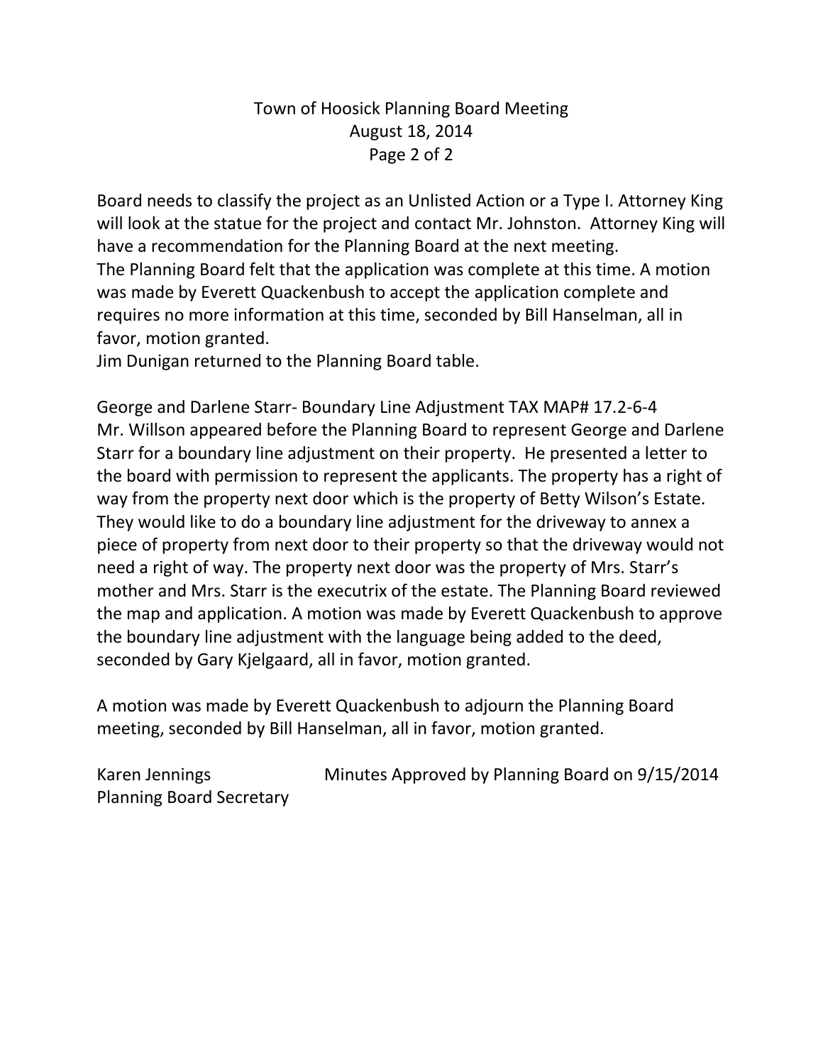Board needs to classify the project as an Unlisted Action or a Type I. Attorney King will look at the statue for the project and contact Mr. Johnston. Attorney King will have a recommendation for the Planning Board at the next meeting.
The Planning Board felt that the application was complete at this time. A motion was made by Everett Quackenbush to accept the application complete and requires no more information at this time, seconded by Bill Hanselman, all in favor, motion granted.
Jim Dunigan returned to the Planning Board table.

George and Darlene Starr- Boundary Line Adjustment TAX MAP# 17.2-6-4
Mr. Willson appeared before the Planning Board to represent George and Darlene Starr for a boundary line adjustment on their property. He presented a letter to the board with permission to represent the applicants. The property has a right of way from the property next door which is the property of Betty Wilson's Estate. They would like to do a boundary line adjustment for the driveway to annex a piece of property from next door to their property so that the driveway would not need a right of way. The property next door was the property of Mrs. Starr's mother and Mrs. Starr is the executrix of the estate. The Planning Board reviewed the map and application. A motion was made by Everett Quackenbush to approve the boundary line adjustment with the language being added to the deed, seconded by Gary Kjelgaard, all in favor, motion granted.

A motion was made by Everett Quackenbush to adjourn the Planning Board meeting, seconded by Bill Hanselman, all in favor, motion granted.

Karen Jennings
Planning Board Secretary

Minutes Approved by Planning Board on 9/15/2014